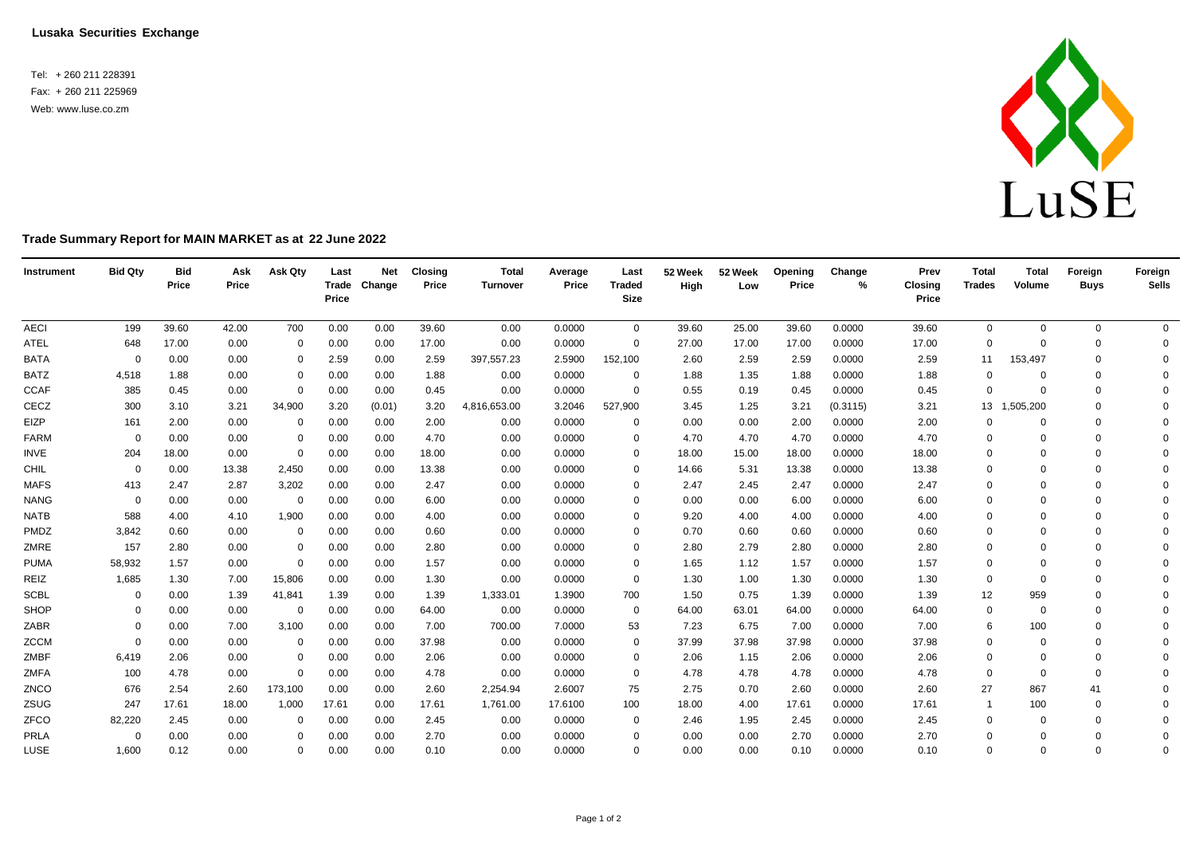**Lusaka Securities Exchange**

Tel: + 260 211 228391
Fax: + 260 211 225969
Web: www.luse.co.zm

LuSE

## Trade Summary Report for MAIN MARKET as at 22 June 2022

| Instrument | Bid Qty | Bid Price | Ask Price | Ask Qty | Last Trade Price | Net Change | Closing Price | Total Turnover | Average Price | Last Traded Size | 52 Week High | 52 Week Low | Opening Price | Change % | Prev Closing Price | Total Trades | Total Volume | Foreign Buys | Foreign Sells |
|---|---|---|---|---|---|---|---|---|---|---|---|---|---|---|---|---|---|---|---|
| AECI | 199 | 39.60 | 42.00 | 700 | 0.00 | 0.00 | 39.60 | 0.00 | 0.0000 | 0 | 39.60 | 25.00 | 39.60 | 0.0000 | 39.60 | 0 | 0 | 0 | 0 |
| ATEL | 648 | 17.00 | 0.00 | 0 | 0.00 | 0.00 | 17.00 | 0.00 | 0.0000 | 0 | 27.00 | 17.00 | 17.00 | 0.0000 | 17.00 | 0 | 0 | 0 | 0 |
| BATA | 0 | 0.00 | 0.00 | 0 | 2.59 | 0.00 | 2.59 | 397,557.23 | 2.5900 | 152,100 | 2.60 | 2.59 | 2.59 | 0.0000 | 2.59 | 11 | 153,497 | 0 | 0 |
| BATZ | 4,518 | 1.88 | 0.00 | 0 | 0.00 | 0.00 | 1.88 | 0.00 | 0.0000 | 0 | 1.88 | 1.35 | 1.88 | 0.0000 | 1.88 | 0 | 0 | 0 | 0 |
| CCAF | 385 | 0.45 | 0.00 | 0 | 0.00 | 0.00 | 0.45 | 0.00 | 0.0000 | 0 | 0.55 | 0.19 | 0.45 | 0.0000 | 0.45 | 0 | 0 | 0 | 0 |
| CECZ | 300 | 3.10 | 3.21 | 34,900 | 3.20 | (0.01) | 3.20 | 4,816,653.00 | 3.2046 | 527,900 | 3.45 | 1.25 | 3.21 | (0.3115) | 3.21 | 13 | 1,505,200 | 0 | 0 |
| EIZP | 161 | 2.00 | 0.00 | 0 | 0.00 | 0.00 | 2.00 | 0.00 | 0.0000 | 0 | 0.00 | 0.00 | 2.00 | 0.0000 | 2.00 | 0 | 0 | 0 | 0 |
| FARM | 0 | 0.00 | 0.00 | 0 | 0.00 | 0.00 | 4.70 | 0.00 | 0.0000 | 0 | 4.70 | 4.70 | 4.70 | 0.0000 | 4.70 | 0 | 0 | 0 | 0 |
| INVE | 204 | 18.00 | 0.00 | 0 | 0.00 | 0.00 | 18.00 | 0.00 | 0.0000 | 0 | 18.00 | 15.00 | 18.00 | 0.0000 | 18.00 | 0 | 0 | 0 | 0 |
| CHIL | 0 | 0.00 | 13.38 | 2,450 | 0.00 | 0.00 | 13.38 | 0.00 | 0.0000 | 0 | 14.66 | 5.31 | 13.38 | 0.0000 | 13.38 | 0 | 0 | 0 | 0 |
| MAFS | 413 | 2.47 | 2.87 | 3,202 | 0.00 | 0.00 | 2.47 | 0.00 | 0.0000 | 0 | 2.47 | 2.45 | 2.47 | 0.0000 | 2.47 | 0 | 0 | 0 | 0 |
| NANG | 0 | 0.00 | 0.00 | 0 | 0.00 | 0.00 | 6.00 | 0.00 | 0.0000 | 0 | 0.00 | 0.00 | 6.00 | 0.0000 | 6.00 | 0 | 0 | 0 | 0 |
| NATB | 588 | 4.00 | 4.10 | 1,900 | 0.00 | 0.00 | 4.00 | 0.00 | 0.0000 | 0 | 9.20 | 4.00 | 4.00 | 0.0000 | 4.00 | 0 | 0 | 0 | 0 |
| PMDZ | 3,842 | 0.60 | 0.00 | 0 | 0.00 | 0.00 | 0.60 | 0.00 | 0.0000 | 0 | 0.70 | 0.60 | 0.60 | 0.0000 | 0.60 | 0 | 0 | 0 | 0 |
| ZMRE | 157 | 2.80 | 0.00 | 0 | 0.00 | 0.00 | 2.80 | 0.00 | 0.0000 | 0 | 2.80 | 2.79 | 2.80 | 0.0000 | 2.80 | 0 | 0 | 0 | 0 |
| PUMA | 58,932 | 1.57 | 0.00 | 0 | 0.00 | 0.00 | 1.57 | 0.00 | 0.0000 | 0 | 1.65 | 1.12 | 1.57 | 0.0000 | 1.57 | 0 | 0 | 0 | 0 |
| REIZ | 1,685 | 1.30 | 7.00 | 15,806 | 0.00 | 0.00 | 1.30 | 0.00 | 0.0000 | 0 | 1.30 | 1.00 | 1.30 | 0.0000 | 1.30 | 0 | 0 | 0 | 0 |
| SCBL | 0 | 0.00 | 1.39 | 41,841 | 1.39 | 0.00 | 1.39 | 1,333.01 | 1.3900 | 700 | 1.50 | 0.75 | 1.39 | 0.0000 | 1.39 | 12 | 959 | 0 | 0 |
| SHOP | 0 | 0.00 | 0.00 | 0 | 0.00 | 0.00 | 64.00 | 0.00 | 0.0000 | 0 | 64.00 | 63.01 | 64.00 | 0.0000 | 64.00 | 0 | 0 | 0 | 0 |
| ZABR | 0 | 0.00 | 7.00 | 3,100 | 0.00 | 0.00 | 7.00 | 700.00 | 7.0000 | 53 | 7.23 | 6.75 | 7.00 | 0.0000 | 7.00 | 6 | 100 | 0 | 0 |
| ZCCM | 0 | 0.00 | 0.00 | 0 | 0.00 | 0.00 | 37.98 | 0.00 | 0.0000 | 0 | 37.99 | 37.98 | 37.98 | 0.0000 | 37.98 | 0 | 0 | 0 | 0 |
| ZMBF | 6,419 | 2.06 | 0.00 | 0 | 0.00 | 0.00 | 2.06 | 0.00 | 0.0000 | 0 | 2.06 | 1.15 | 2.06 | 0.0000 | 2.06 | 0 | 0 | 0 | 0 |
| ZMFA | 100 | 4.78 | 0.00 | 0 | 0.00 | 0.00 | 4.78 | 0.00 | 0.0000 | 0 | 4.78 | 4.78 | 4.78 | 0.0000 | 4.78 | 0 | 0 | 0 | 0 |
| ZNCO | 676 | 2.54 | 2.60 | 173,100 | 0.00 | 0.00 | 2.60 | 2,254.94 | 2.6007 | 75 | 2.75 | 0.70 | 2.60 | 0.0000 | 2.60 | 27 | 867 | 41 | 0 |
| ZSUG | 247 | 17.61 | 18.00 | 1,000 | 17.61 | 0.00 | 17.61 | 1,761.00 | 17.6100 | 100 | 18.00 | 4.00 | 17.61 | 0.0000 | 17.61 | 1 | 100 | 0 | 0 |
| ZFCO | 82,220 | 2.45 | 0.00 | 0 | 0.00 | 0.00 | 2.45 | 0.00 | 0.0000 | 0 | 2.46 | 1.95 | 2.45 | 0.0000 | 2.45 | 0 | 0 | 0 | 0 |
| PRLA | 0 | 0.00 | 0.00 | 0 | 0.00 | 0.00 | 2.70 | 0.00 | 0.0000 | 0 | 0.00 | 0.00 | 2.70 | 0.0000 | 2.70 | 0 | 0 | 0 | 0 |
| LUSE | 1,600 | 0.12 | 0.00 | 0 | 0.00 | 0.00 | 0.10 | 0.00 | 0.0000 | 0 | 0.00 | 0.00 | 0.10 | 0.0000 | 0.10 | 0 | 0 | 0 | 0 |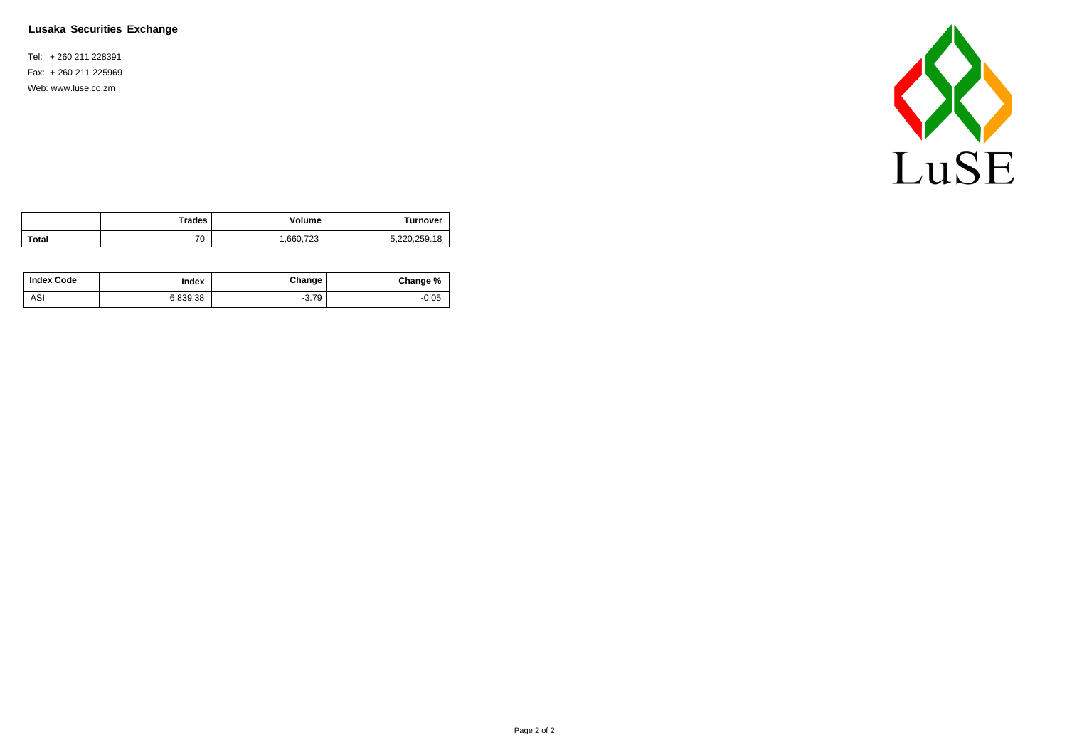**Lusaka Securities Exchange**

Tel: + 260 211 228391

Fax: + 260 211 225969

Web: www.luse.co.zm

LuSE

| | Trades | Volume | Turnover |
|---|---|---|---|
| **Total** | 70 | 1,660,723 | 5,220,259.18 |

| Index Code | Index | Change | Change % |
|---|---|---|---|
| ASI | 6,839.38 | -3.79 | -0.05 |